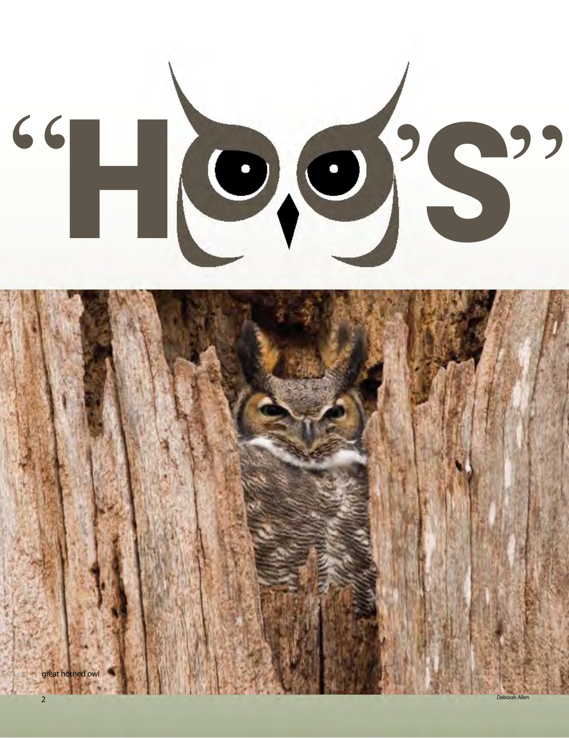# "HOO'S"

great horned owl

Deborah Allen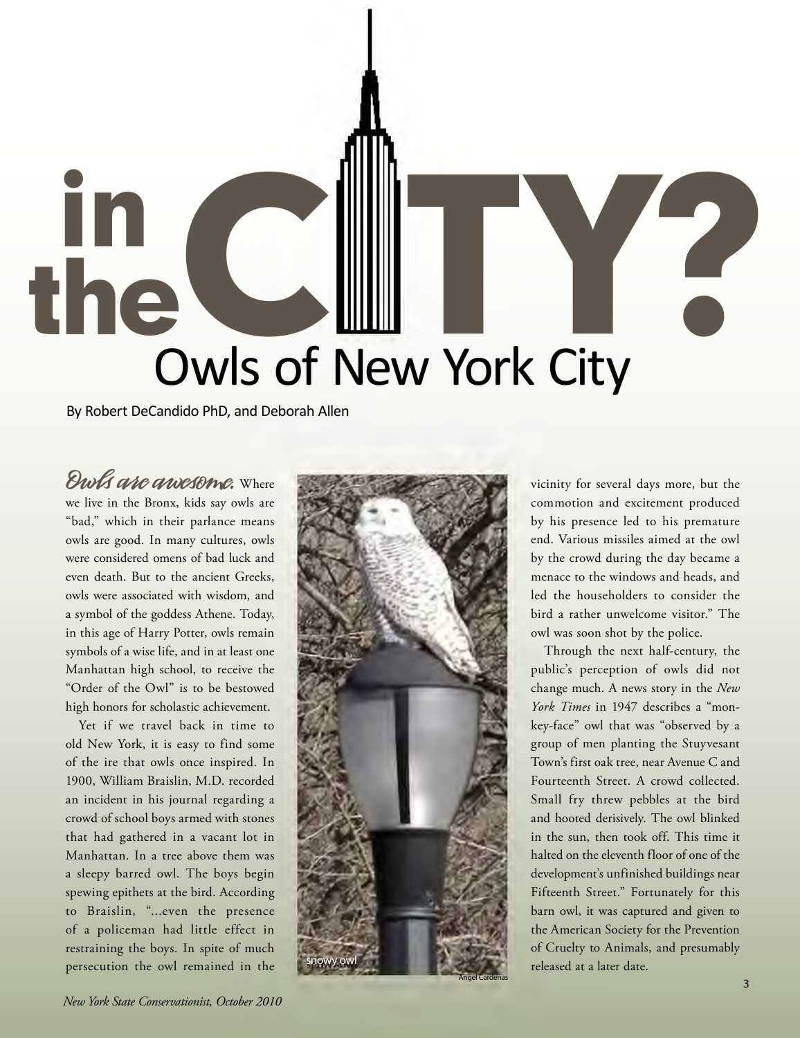# in the CITY? Owls of New York City

By Robert DeCandido PhD, and Deborah Allen

*Owls are awesome.* Where we live in the Bronx, kids say owls are "bad," which in their parlance means owls are good. In many cultures, owls were considered omens of bad luck and even death. But to the ancient Greeks, owls were associated with wisdom, and a symbol of the goddess Athene. Today, in this age of Harry Potter, owls remain symbols of a wise life, and in at least one Manhattan high school, to receive the "Order of the Owl" is to be bestowed high honors for scholastic achievement.

Yet if we travel back in time to old New York, it is easy to find some of the ire that owls once inspired. In 1900, William Braislin, M.D. recorded an incident in his journal regarding a crowd of school boys armed with stones that had gathered in a vacant lot in Manhattan. In a tree above them was a sleepy barred owl. The boys begin spewing epithets at the bird. According to Braislin, "...even the presence of a policeman had little effect in restraining the boys. In spite of much persecution the owl remained in the vicinity for several days more, but the commotion and excitement produced by his presence led to his premature end. Various missiles aimed at the owl by the crowd during the day became a menace to the windows and heads, and led the householders to consider the bird a rather unwelcome visitor." The owl was soon shot by the police.

snowy owl

Angel Cardenas

Through the next half-century, the public's perception of owls did not change much. A news story in the *New York Times* in 1947 describes a "monkey-face" owl that was "observed by a group of men planting the Stuyvesant Town's first oak tree, near Avenue C and Fourteenth Street. A crowd collected. Small fry threw pebbles at the bird and hooted derisively. The owl blinked in the sun, then took off. This time it halted on the eleventh floor of one of the development's unfinished buildings near Fifteenth Street." Fortunately for this barn owl, it was captured and given to the American Society for the Prevention of Cruelty to Animals, and presumably released at a later date.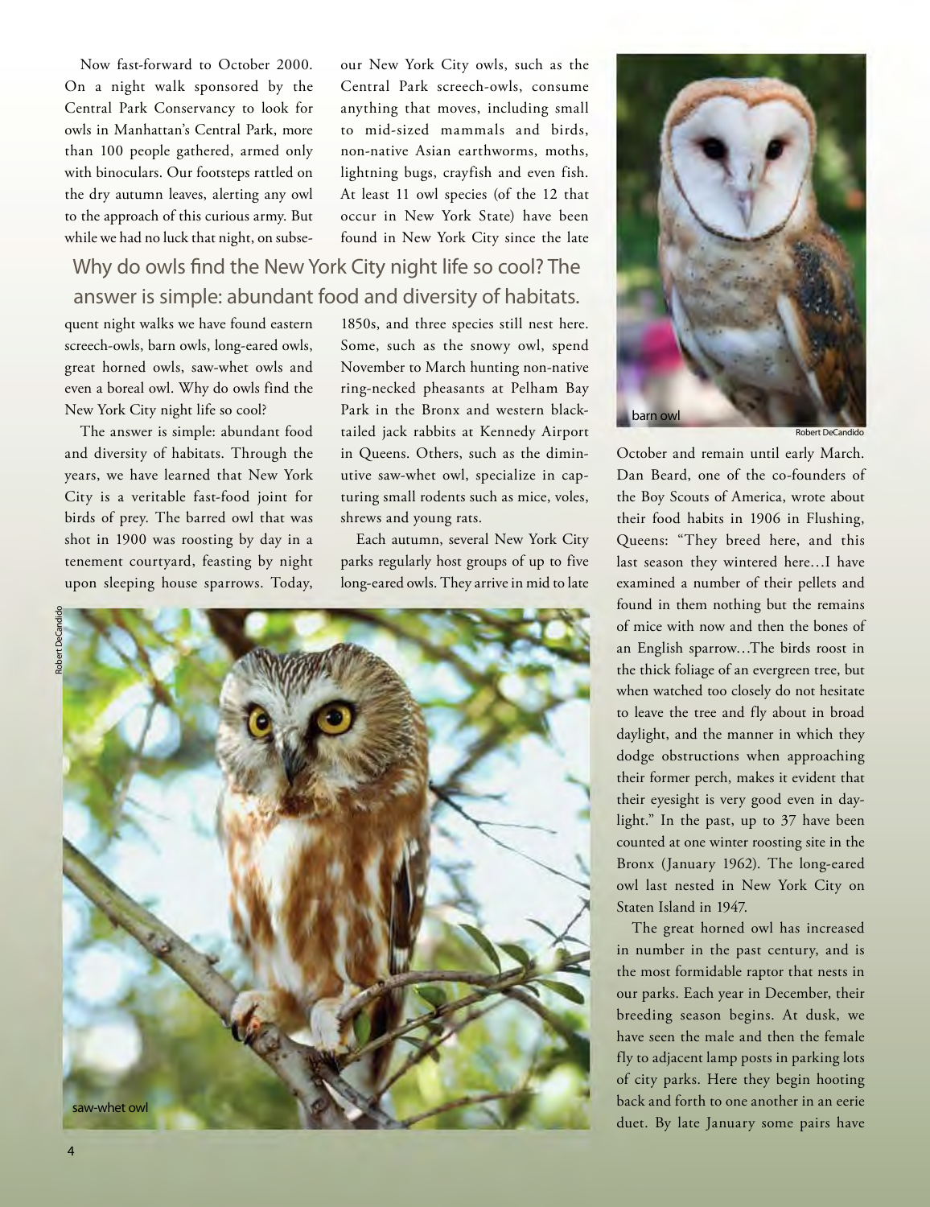Now fast-forward to October 2000. On a night walk sponsored by the Central Park Conservancy to look for owls in Manhattan's Central Park, more than 100 people gathered, armed only with binoculars. Our footsteps rattled on the dry autumn leaves, alerting any owl to the approach of this curious army. But while we had no luck that night, on subsequent night walks we have found eastern screech-owls, barn owls, long-eared owls, great horned owls, saw-whet owls and even a boreal owl. Why do owls find the New York City night life so cool?

The answer is simple: abundant food and diversity of habitats. Through the years, we have learned that New York City is a veritable fast-food joint for birds of prey. The barred owl that was shot in 1900 was roosting by day in a tenement courtyard, feasting by night upon sleeping house sparrows. Today, our New York City owls, such as the Central Park screech-owls, consume anything that moves, including small to mid-sized mammals and birds, non-native Asian earthworms, moths, lightning bugs, crayfish and even fish. At least 11 owl species (of the 12 that occur in New York State) have been found in New York City since the late 1850s, and three species still nest here. Some, such as the snowy owl, spend November to March hunting non-native ring-necked pheasants at Pelham Bay Park in the Bronx and western black-tailed jack rabbits at Kennedy Airport in Queens. Others, such as the diminutive saw-whet owl, specialize in capturing small rodents such as mice, voles, shrews and young rats.

> Why do owls find the New York City night life so cool? The answer is simple: abundant food and diversity of habitats.

Each autumn, several New York City parks regularly host groups of up to five long-eared owls. They arrive in mid to late October and remain until early March. Dan Beard, one of the co-founders of the Boy Scouts of America, wrote about their food habits in 1906 in Flushing, Queens: "They breed here, and this last season they wintered here…I have examined a number of their pellets and found in them nothing but the remains of mice with now and then the bones of an English sparrow…The birds roost in the thick foliage of an evergreen tree, but when watched too closely do not hesitate to leave the tree and fly about in broad daylight, and the manner in which they dodge obstructions when approaching their former perch, makes it evident that their eyesight is very good even in daylight." In the past, up to 37 have been counted at one winter roosting site in the Bronx (January 1962). The long-eared owl last nested in New York City on Staten Island in 1947.

The great horned owl has increased in number in the past century, and is the most formidable raptor that nests in our parks. Each year in December, their breeding season begins. At dusk, we have seen the male and then the female fly to adjacent lamp posts in parking lots of city parks. Here they begin hooting back and forth to one another in an eerie duet. By late January some pairs have

barn owl — Robert DeCandido

saw-whet owl — Robert DeCandido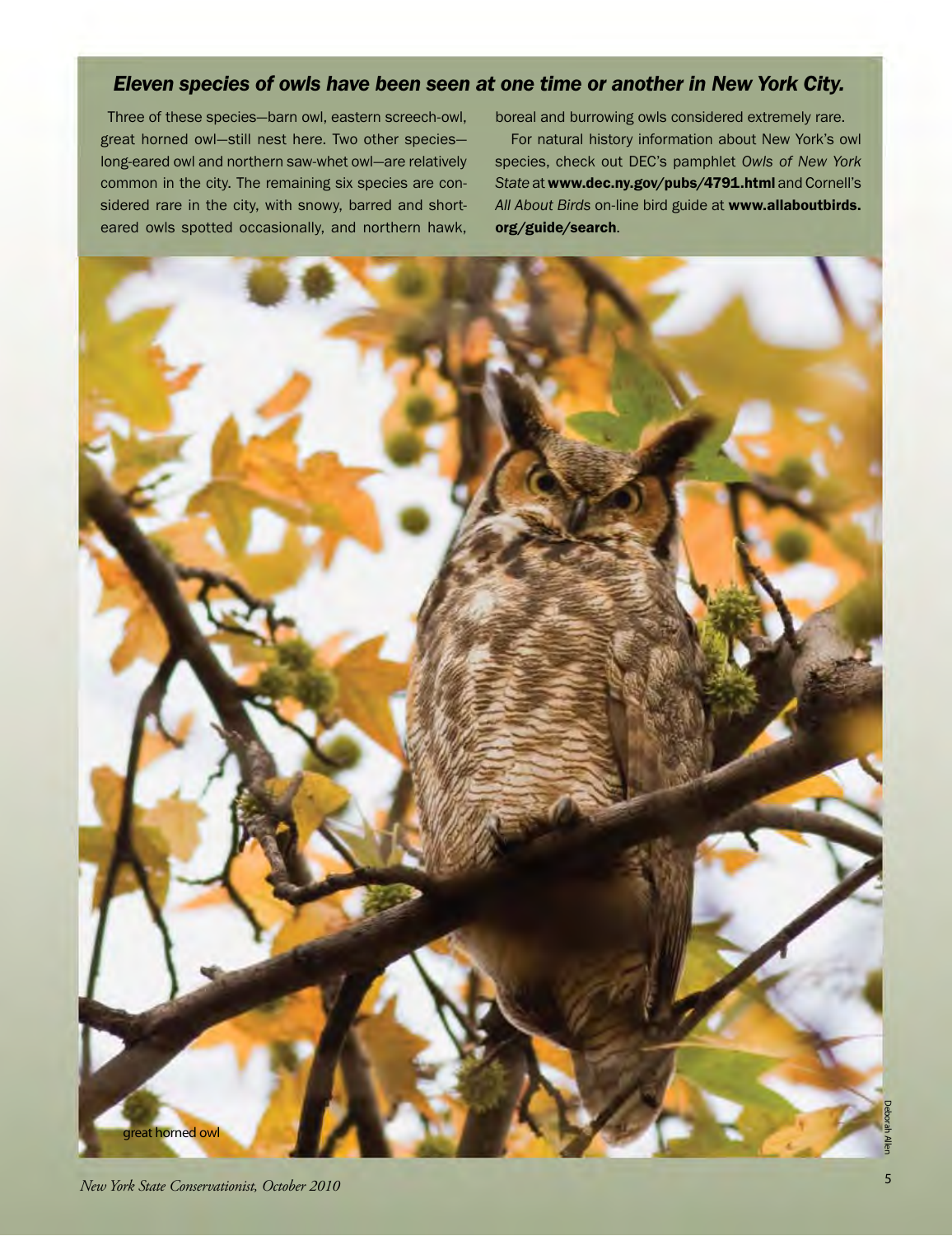### *Eleven species of owls have been seen at one time or another in New York City.*

Three of these species—barn owl, eastern screech-owl, great horned owl—still nest here. Two other species—long-eared owl and northern saw-whet owl—are relatively common in the city. The remaining six species are considered rare in the city, with snowy, barred and short-eared owls spotted occasionally, and northern hawk, boreal and burrowing owls considered extremely rare.

For natural history information about New York's owl species, check out DEC's pamphlet *Owls of New York State* at **www.dec.ny.gov/pubs/4791.html** and Cornell's *All About Birds* on-line bird guide at **www.allaboutbirds.org/guide/search**.

great horned owl

Deborah Allen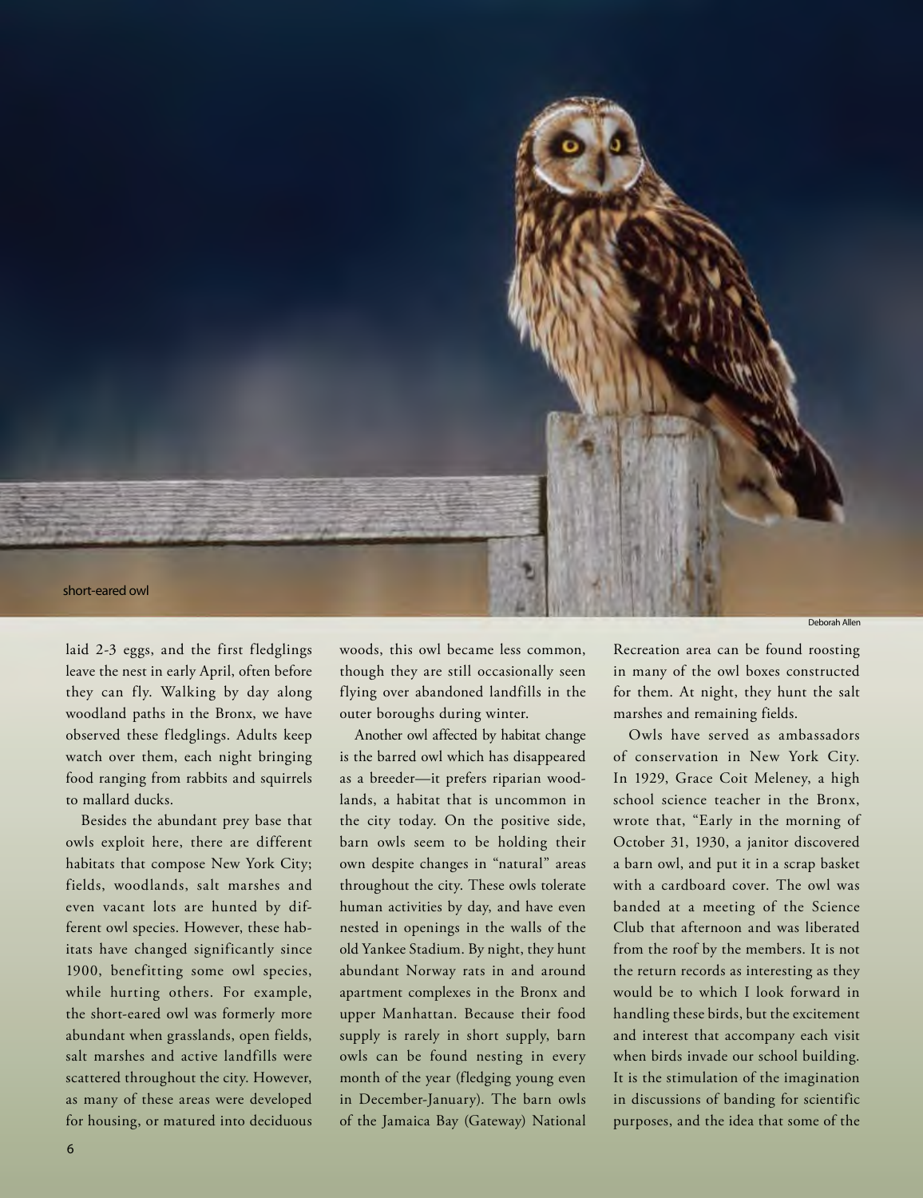short-eared owl

Deborah Allen

laid 2-3 eggs, and the first fledglings leave the nest in early April, often before they can fly. Walking by day along woodland paths in the Bronx, we have observed these fledglings. Adults keep watch over them, each night bringing food ranging from rabbits and squirrels to mallard ducks.

Besides the abundant prey base that owls exploit here, there are different habitats that compose New York City; fields, woodlands, salt marshes and even vacant lots are hunted by different owl species. However, these habitats have changed significantly since 1900, benefitting some owl species, while hurting others. For example, the short-eared owl was formerly more abundant when grasslands, open fields, salt marshes and active landfills were scattered throughout the city. However, as many of these areas were developed for housing, or matured into deciduous woods, this owl became less common, though they are still occasionally seen flying over abandoned landfills in the outer boroughs during winter.

Another owl affected by habitat change is the barred owl which has disappeared as a breeder—it prefers riparian woodlands, a habitat that is uncommon in the city today. On the positive side, barn owls seem to be holding their own despite changes in "natural" areas throughout the city. These owls tolerate human activities by day, and have even nested in openings in the walls of the old Yankee Stadium. By night, they hunt abundant Norway rats in and around apartment complexes in the Bronx and upper Manhattan. Because their food supply is rarely in short supply, barn owls can be found nesting in every month of the year (fledging young even in December-January). The barn owls of the Jamaica Bay (Gateway) National Recreation area can be found roosting in many of the owl boxes constructed for them. At night, they hunt the salt marshes and remaining fields.

Owls have served as ambassadors of conservation in New York City. In 1929, Grace Coit Meleney, a high school science teacher in the Bronx, wrote that, "Early in the morning of October 31, 1930, a janitor discovered a barn owl, and put it in a scrap basket with a cardboard cover. The owl was banded at a meeting of the Science Club that afternoon and was liberated from the roof by the members. It is not the return records as interesting as they would be to which I look forward in handling these birds, but the excitement and interest that accompany each visit when birds invade our school building. It is the stimulation of the imagination in discussions of banding for scientific purposes, and the idea that some of the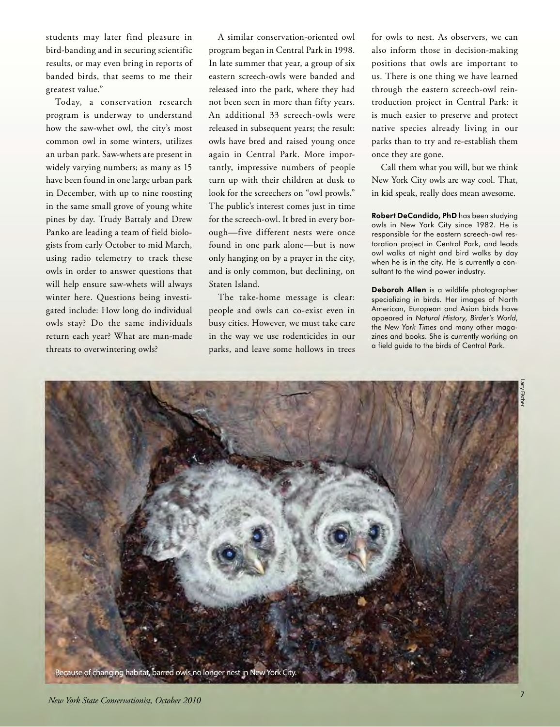students may later find pleasure in bird-banding and in securing scientific results, or may even bring in reports of banded birds, that seems to me their greatest value."

Today, a conservation research program is underway to understand how the saw-whet owl, the city's most common owl in some winters, utilizes an urban park. Saw-whets are present in widely varying numbers; as many as 15 have been found in one large urban park in December, with up to nine roosting in the same small grove of young white pines by day. Trudy Battaly and Drew Panko are leading a team of field biologists from early October to mid March, using radio telemetry to track these owls in order to answer questions that will help ensure saw-whets will always winter here. Questions being investigated include: How long do individual owls stay? Do the same individuals return each year? What are man-made threats to overwintering owls?

A similar conservation-oriented owl program began in Central Park in 1998. In late summer that year, a group of six eastern screech-owls were banded and released into the park, where they had not been seen in more than fifty years. An additional 33 screech-owls were released in subsequent years; the result: owls have bred and raised young once again in Central Park. More importantly, impressive numbers of people turn up with their children at dusk to look for the screechers on "owl prowls." The public's interest comes just in time for the screech-owl. It bred in every borough—five different nests were once found in one park alone—but is now only hanging on by a prayer in the city, and is only common, but declining, on Staten Island.

The take-home message is clear: people and owls can co-exist even in busy cities. However, we must take care in the way we use rodenticides in our parks, and leave some hollows in trees for owls to nest. As observers, we can also inform those in decision-making positions that owls are important to us. There is one thing we have learned through the eastern screech-owl reintroduction project in Central Park: it is much easier to preserve and protect native species already living in our parks than to try and re-establish them once they are gone.

Call them what you will, but we think New York City owls are way cool. That, in kid speak, really does mean awesome.

**Robert DeCandido, PhD** has been studying owls in New York City since 1982. He is responsible for the eastern screech-owl restoration project in Central Park, and leads owl walks at night and bird walks by day when he is in the city. He is currently a consultant to the wind power industry.

**Deborah Allen** is a wildlife photographer specializing in birds. Her images of North American, European and Asian birds have appeared in *Natural History*, *Birder's World*, the *New York Times* and many other magazines and books. She is currently working on a field guide to the birds of Central Park.

Larry Fischer

Because of changing habitat, barred owls no longer nest in New York City.